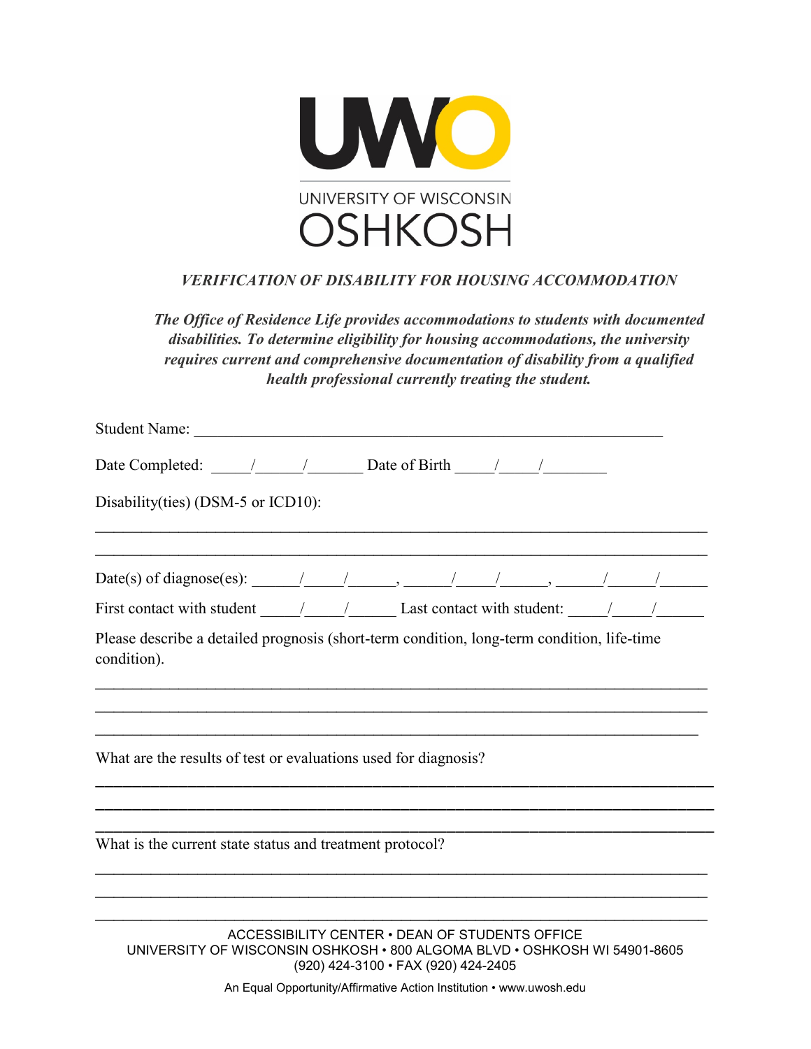UWO

UNIVERSITY OF WISCONSIN OSHKOSH

***VERIFICATION OF DISABILITY FOR HOUSING ACCOMMODATION***

***The Office of Residence Life provides accommodations to students with documented disabilities. To determine eligibility for housing accommodations, the university requires current and comprehensive documentation of disability from a qualified health professional currently treating the student.***

Student Name: ____________________________________________________________

Date Completed: _____/______/_______ Date of Birth _____/_____/________

Disability(ties) (DSM-5 or ICD10):

_____________________________________________________________________________

_____________________________________________________________________________

Date(s) of diagnose(es): ______/_____/______, ______/_____/______, ______/______/______

First contact with student _____/_____/______ Last contact with student: _____/_____/______

Please describe a detailed prognosis (short-term condition, long-term condition, life-time condition).

_____________________________________________________________________________

_____________________________________________________________________________

_____________________________________________________________________________

What are the results of test or evaluations used for diagnosis?

_____________________________________________________________________________

_____________________________________________________________________________

_____________________________________________________________________________

What is the current state status and treatment protocol?

_____________________________________________________________________________

_____________________________________________________________________________

_____________________________________________________________________________

ACCESSIBILITY CENTER • DEAN OF STUDENTS OFFICE
UNIVERSITY OF WISCONSIN OSHKOSH • 800 ALGOMA BLVD • OSHKOSH WI 54901-8605
(920) 424-3100 • FAX (920) 424-2405

An Equal Opportunity/Affirmative Action Institution • www.uwosh.edu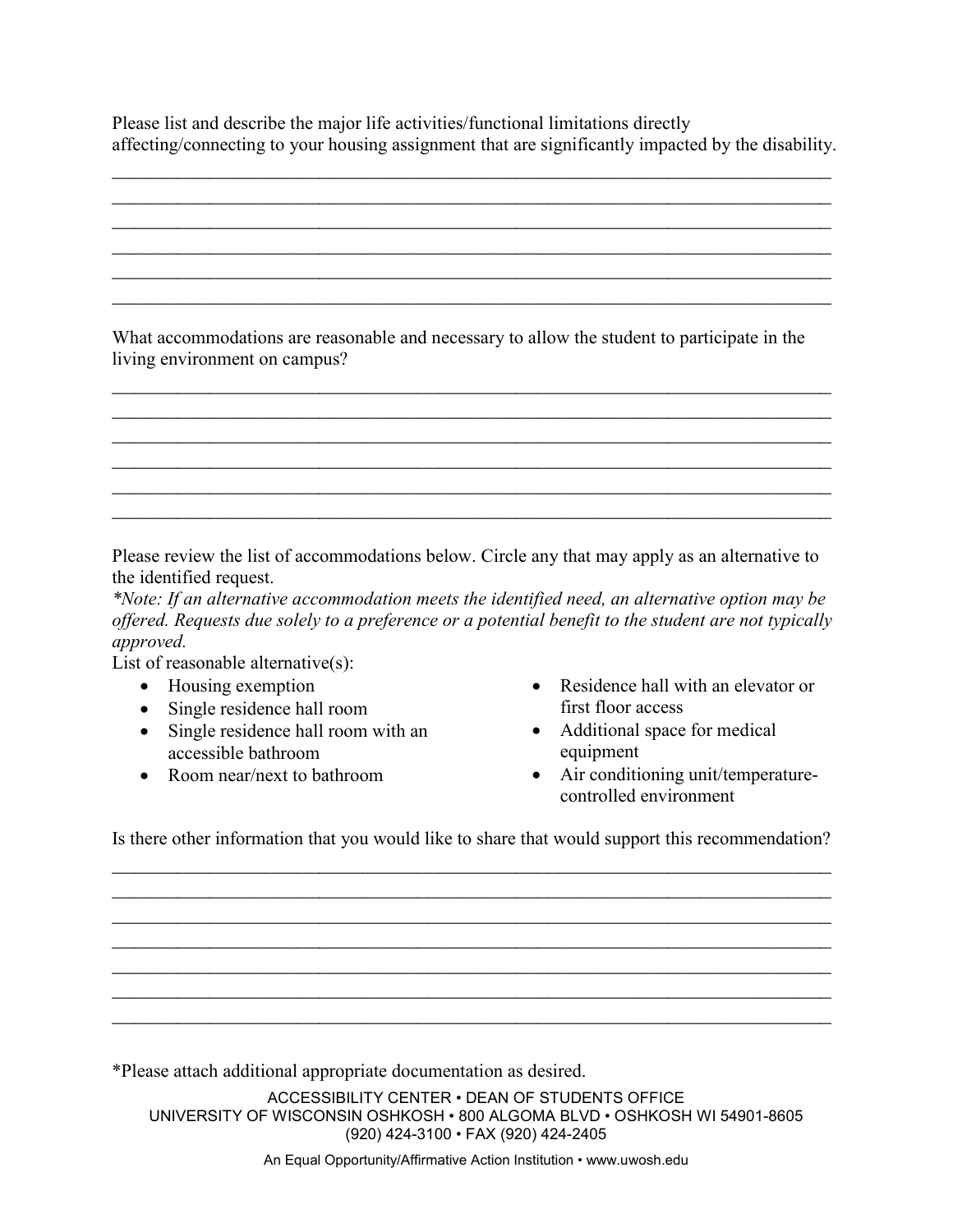Please list and describe the major life activities/functional limitations directly affecting/connecting to your housing assignment that are significantly impacted by the disability.

\_\_\_\_\_\_\_\_\_\_\_\_\_\_\_\_\_\_\_\_\_\_\_\_\_\_\_\_\_\_\_\_\_\_\_\_\_\_\_\_\_\_\_\_\_\_\_\_\_\_\_\_\_\_\_\_\_\_\_\_\_\_\_\_\_\_\_\_\_\_\_\_\_\_\_\_
\_\_\_\_\_\_\_\_\_\_\_\_\_\_\_\_\_\_\_\_\_\_\_\_\_\_\_\_\_\_\_\_\_\_\_\_\_\_\_\_\_\_\_\_\_\_\_\_\_\_\_\_\_\_\_\_\_\_\_\_\_\_\_\_\_\_\_\_\_\_\_\_\_\_\_\_
\_\_\_\_\_\_\_\_\_\_\_\_\_\_\_\_\_\_\_\_\_\_\_\_\_\_\_\_\_\_\_\_\_\_\_\_\_\_\_\_\_\_\_\_\_\_\_\_\_\_\_\_\_\_\_\_\_\_\_\_\_\_\_\_\_\_\_\_\_\_\_\_\_\_\_\_
\_\_\_\_\_\_\_\_\_\_\_\_\_\_\_\_\_\_\_\_\_\_\_\_\_\_\_\_\_\_\_\_\_\_\_\_\_\_\_\_\_\_\_\_\_\_\_\_\_\_\_\_\_\_\_\_\_\_\_\_\_\_\_\_\_\_\_\_\_\_\_\_\_\_\_\_
\_\_\_\_\_\_\_\_\_\_\_\_\_\_\_\_\_\_\_\_\_\_\_\_\_\_\_\_\_\_\_\_\_\_\_\_\_\_\_\_\_\_\_\_\_\_\_\_\_\_\_\_\_\_\_\_\_\_\_\_\_\_\_\_\_\_\_\_\_\_\_\_\_\_\_\_
\_\_\_\_\_\_\_\_\_\_\_\_\_\_\_\_\_\_\_\_\_\_\_\_\_\_\_\_\_\_\_\_\_\_\_\_\_\_\_\_\_\_\_\_\_\_\_\_\_\_\_\_\_\_\_\_\_\_\_\_\_\_\_\_\_\_\_\_\_\_\_\_\_\_\_\_

What accommodations are reasonable and necessary to allow the student to participate in the living environment on campus?

\_\_\_\_\_\_\_\_\_\_\_\_\_\_\_\_\_\_\_\_\_\_\_\_\_\_\_\_\_\_\_\_\_\_\_\_\_\_\_\_\_\_\_\_\_\_\_\_\_\_\_\_\_\_\_\_\_\_\_\_\_\_\_\_\_\_\_\_\_\_\_\_\_\_\_\_
\_\_\_\_\_\_\_\_\_\_\_\_\_\_\_\_\_\_\_\_\_\_\_\_\_\_\_\_\_\_\_\_\_\_\_\_\_\_\_\_\_\_\_\_\_\_\_\_\_\_\_\_\_\_\_\_\_\_\_\_\_\_\_\_\_\_\_\_\_\_\_\_\_\_\_\_
\_\_\_\_\_\_\_\_\_\_\_\_\_\_\_\_\_\_\_\_\_\_\_\_\_\_\_\_\_\_\_\_\_\_\_\_\_\_\_\_\_\_\_\_\_\_\_\_\_\_\_\_\_\_\_\_\_\_\_\_\_\_\_\_\_\_\_\_\_\_\_\_\_\_\_\_
\_\_\_\_\_\_\_\_\_\_\_\_\_\_\_\_\_\_\_\_\_\_\_\_\_\_\_\_\_\_\_\_\_\_\_\_\_\_\_\_\_\_\_\_\_\_\_\_\_\_\_\_\_\_\_\_\_\_\_\_\_\_\_\_\_\_\_\_\_\_\_\_\_\_\_\_
\_\_\_\_\_\_\_\_\_\_\_\_\_\_\_\_\_\_\_\_\_\_\_\_\_\_\_\_\_\_\_\_\_\_\_\_\_\_\_\_\_\_\_\_\_\_\_\_\_\_\_\_\_\_\_\_\_\_\_\_\_\_\_\_\_\_\_\_\_\_\_\_\_\_\_\_
\_\_\_\_\_\_\_\_\_\_\_\_\_\_\_\_\_\_\_\_\_\_\_\_\_\_\_\_\_\_\_\_\_\_\_\_\_\_\_\_\_\_\_\_\_\_\_\_\_\_\_\_\_\_\_\_\_\_\_\_\_\_\_\_\_\_\_\_\_\_\_\_\_\_\_\_

Please review the list of accommodations below. Circle any that may apply as an alternative to the identified request.

*\*Note: If an alternative accommodation meets the identified need, an alternative option may be offered. Requests due solely to a preference or a potential benefit to the student are not typically approved.*

List of reasonable alternative(s):

- Housing exemption
- Single residence hall room
- Single residence hall room with an accessible bathroom
- Room near/next to bathroom
- Residence hall with an elevator or first floor access
- Additional space for medical equipment
- Air conditioning unit/temperature-controlled environment

Is there other information that you would like to share that would support this recommendation?

\_\_\_\_\_\_\_\_\_\_\_\_\_\_\_\_\_\_\_\_\_\_\_\_\_\_\_\_\_\_\_\_\_\_\_\_\_\_\_\_\_\_\_\_\_\_\_\_\_\_\_\_\_\_\_\_\_\_\_\_\_\_\_\_\_\_\_\_\_\_\_\_\_\_\_\_
\_\_\_\_\_\_\_\_\_\_\_\_\_\_\_\_\_\_\_\_\_\_\_\_\_\_\_\_\_\_\_\_\_\_\_\_\_\_\_\_\_\_\_\_\_\_\_\_\_\_\_\_\_\_\_\_\_\_\_\_\_\_\_\_\_\_\_\_\_\_\_\_\_\_\_\_
\_\_\_\_\_\_\_\_\_\_\_\_\_\_\_\_\_\_\_\_\_\_\_\_\_\_\_\_\_\_\_\_\_\_\_\_\_\_\_\_\_\_\_\_\_\_\_\_\_\_\_\_\_\_\_\_\_\_\_\_\_\_\_\_\_\_\_\_\_\_\_\_\_\_\_\_
\_\_\_\_\_\_\_\_\_\_\_\_\_\_\_\_\_\_\_\_\_\_\_\_\_\_\_\_\_\_\_\_\_\_\_\_\_\_\_\_\_\_\_\_\_\_\_\_\_\_\_\_\_\_\_\_\_\_\_\_\_\_\_\_\_\_\_\_\_\_\_\_\_\_\_\_
\_\_\_\_\_\_\_\_\_\_\_\_\_\_\_\_\_\_\_\_\_\_\_\_\_\_\_\_\_\_\_\_\_\_\_\_\_\_\_\_\_\_\_\_\_\_\_\_\_\_\_\_\_\_\_\_\_\_\_\_\_\_\_\_\_\_\_\_\_\_\_\_\_\_\_\_
\_\_\_\_\_\_\_\_\_\_\_\_\_\_\_\_\_\_\_\_\_\_\_\_\_\_\_\_\_\_\_\_\_\_\_\_\_\_\_\_\_\_\_\_\_\_\_\_\_\_\_\_\_\_\_\_\_\_\_\_\_\_\_\_\_\_\_\_\_\_\_\_\_\_\_\_
\_\_\_\_\_\_\_\_\_\_\_\_\_\_\_\_\_\_\_\_\_\_\_\_\_\_\_\_\_\_\_\_\_\_\_\_\_\_\_\_\_\_\_\_\_\_\_\_\_\_\_\_\_\_\_\_\_\_\_\_\_\_\_\_\_\_\_\_\_\_\_\_\_\_\_\_

\*Please attach additional appropriate documentation as desired.

ACCESSIBILITY CENTER • DEAN OF STUDENTS OFFICE
UNIVERSITY OF WISCONSIN OSHKOSH • 800 ALGOMA BLVD • OSHKOSH WI 54901-8605
(920) 424-3100 • FAX (920) 424-2405

An Equal Opportunity/Affirmative Action Institution • www.uwosh.edu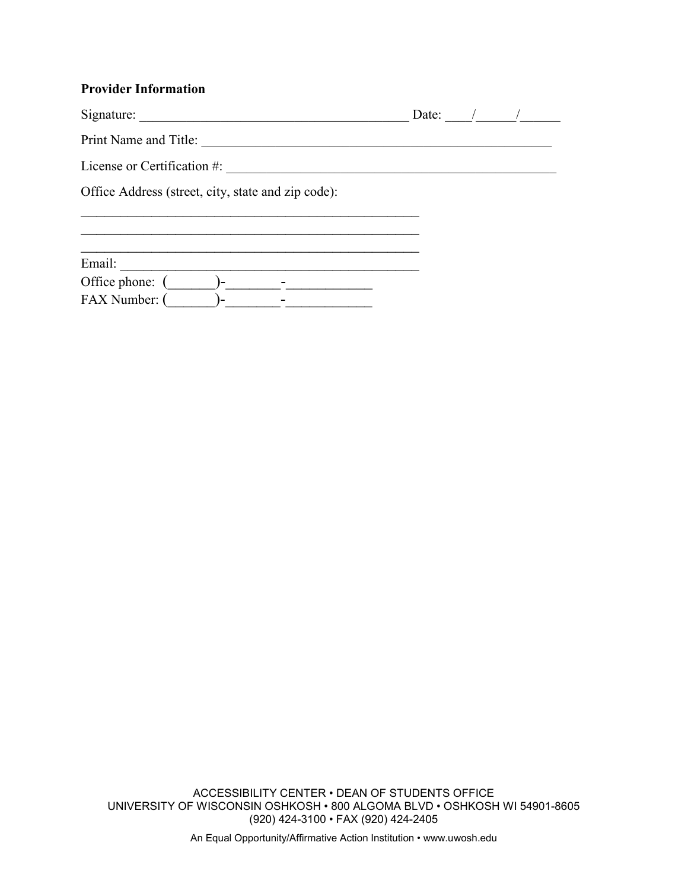**Provider Information**

Signature: ________________________________________ Date: ____/______/______

Print Name and Title: ______________________________________________________

License or Certification #: ___________________________________________________

Office Address (street, city, state and zip code):

___________________________________________________

___________________________________________________

___________________________________________________

Email: _____________________________________________

Office phone: (_______)-________-____________

FAX Number: (_______)-________-____________

ACCESSIBILITY CENTER • DEAN OF STUDENTS OFFICE
UNIVERSITY OF WISCONSIN OSHKOSH • 800 ALGOMA BLVD • OSHKOSH WI 54901-8605
(920) 424-3100 • FAX (920) 424-2405

An Equal Opportunity/Affirmative Action Institution • www.uwosh.edu